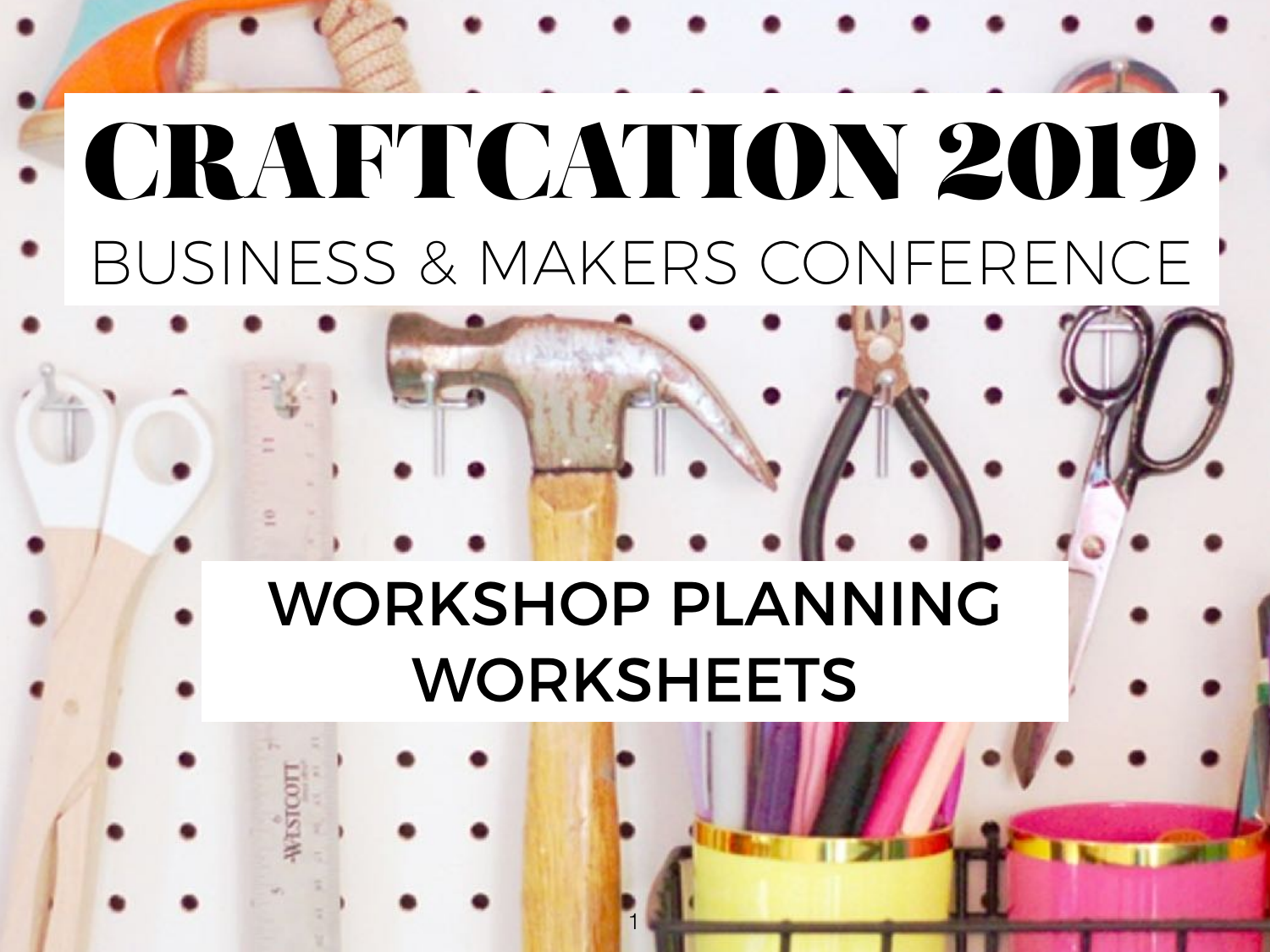# CRAFTCATION 2019

BUSINESS & MAKERS CONFERENCE

## WORKSHOP PLANNING WORKSHEETS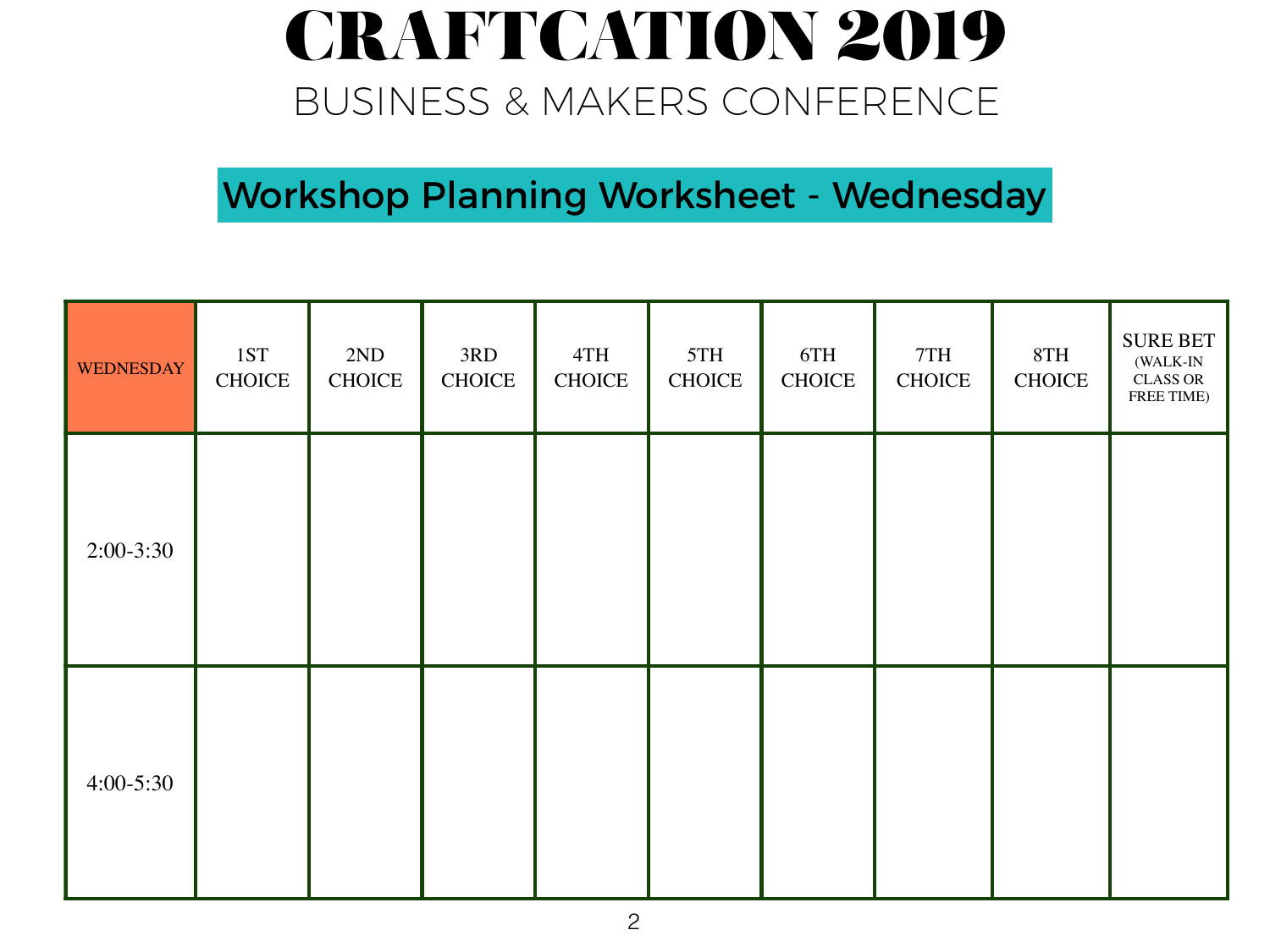# CRAFTCATION 2019

## BUSINESS & MAKERS CONFERENCE

### Workshop Planning Worksheet - Wednesday

| WEDNESDAY | 1ST CHOICE | 2ND CHOICE | 3RD CHOICE | 4TH CHOICE | 5TH CHOICE | 6TH CHOICE | 7TH CHOICE | 8TH CHOICE | SURE BET (WALK-IN CLASS OR FREE TIME) |
|---|---|---|---|---|---|---|---|---|---|
| 2:00-3:30 | | | | | | | | | |
| 4:00-5:30 | | | | | | | | | |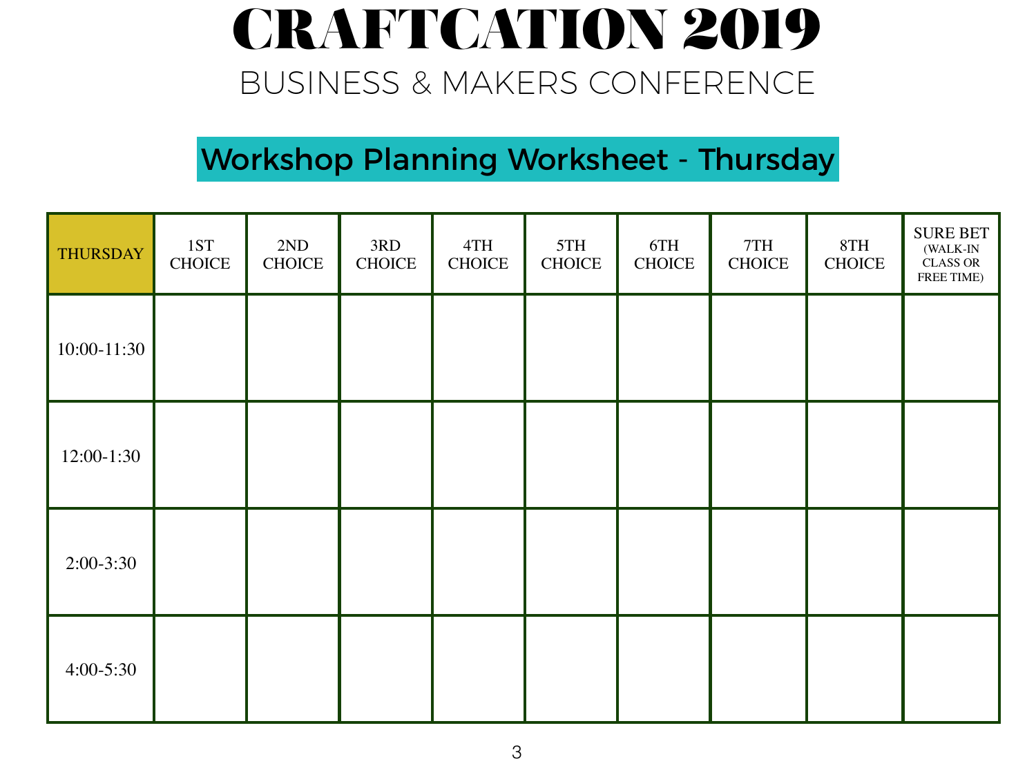# CRAFTCATION 2019

## BUSINESS & MAKERS CONFERENCE

### Workshop Planning Worksheet - Thursday

| THURSDAY | 1ST CHOICE | 2ND CHOICE | 3RD CHOICE | 4TH CHOICE | 5TH CHOICE | 6TH CHOICE | 7TH CHOICE | 8TH CHOICE | SURE BET (WALK-IN CLASS OR FREE TIME) |
|---|---|---|---|---|---|---|---|---|---|
| 10:00-11:30 | | | | | | | | | |
| 12:00-1:30 | | | | | | | | | |
| 2:00-3:30 | | | | | | | | | |
| 4:00-5:30 | | | | | | | | | |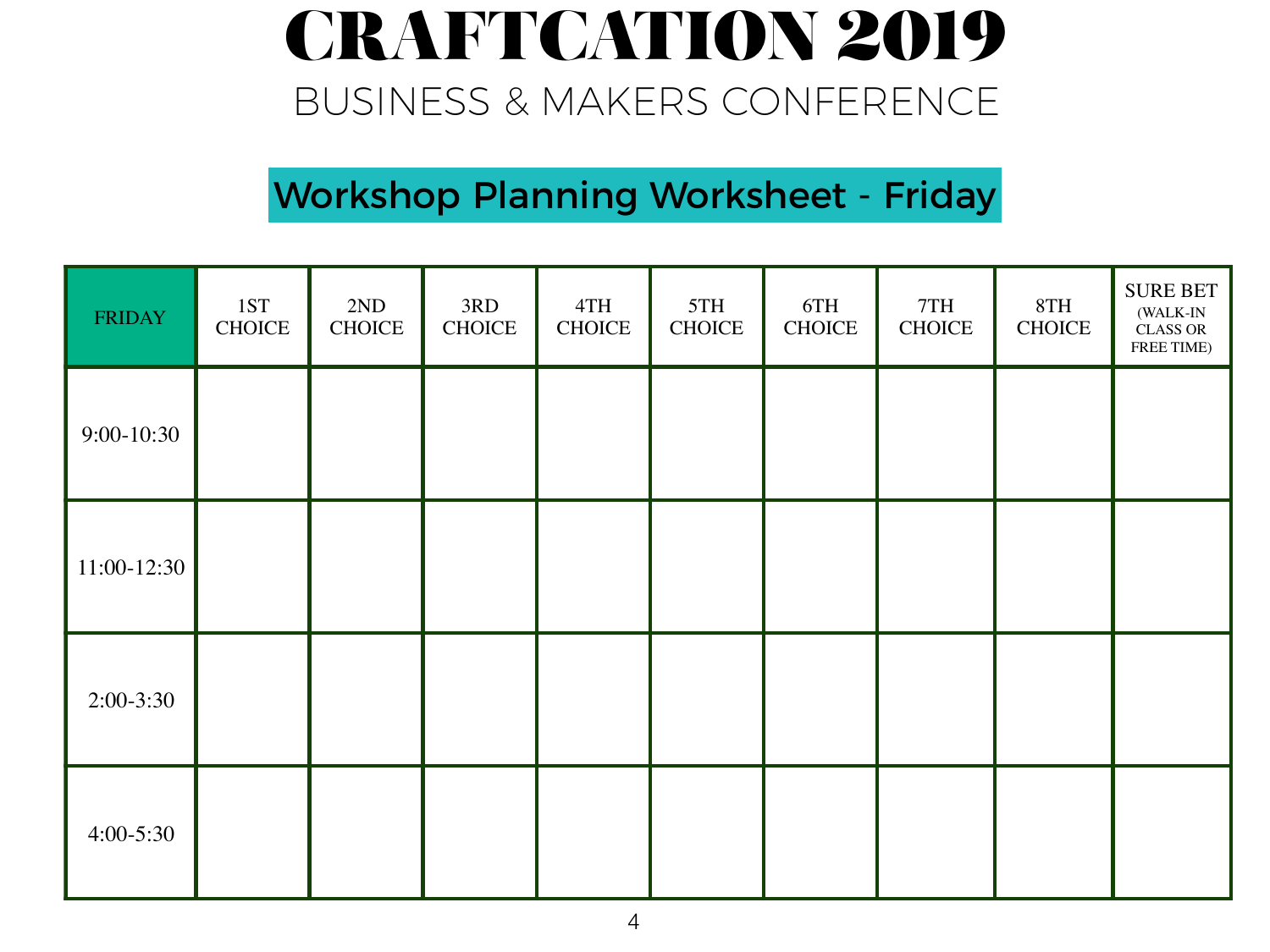# CRAFTCATION 2019

## BUSINESS & MAKERS CONFERENCE

### Workshop Planning Worksheet - Friday

| FRIDAY | 1ST CHOICE | 2ND CHOICE | 3RD CHOICE | 4TH CHOICE | 5TH CHOICE | 6TH CHOICE | 7TH CHOICE | 8TH CHOICE | SURE BET (WALK-IN CLASS OR FREE TIME) |
|---|---|---|---|---|---|---|---|---|---|
| 9:00-10:30 | | | | | | | | | |
| 11:00-12:30 | | | | | | | | | |
| 2:00-3:30 | | | | | | | | | |
| 4:00-5:30 | | | | | | | | | |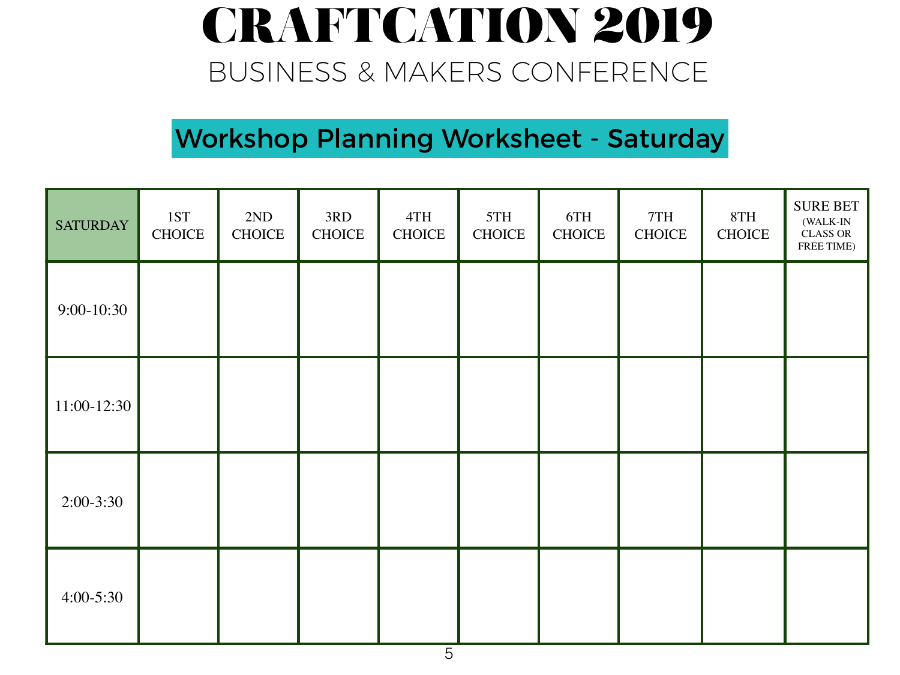# CRAFTCATION 2019

## BUSINESS & MAKERS CONFERENCE

### Workshop Planning Worksheet - Saturday

| SATURDAY | 1ST CHOICE | 2ND CHOICE | 3RD CHOICE | 4TH CHOICE | 5TH CHOICE | 6TH CHOICE | 7TH CHOICE | 8TH CHOICE | SURE BET (WALK-IN CLASS OR FREE TIME) |
| --- | --- | --- | --- | --- | --- | --- | --- | --- | --- |
| 9:00-10:30 | | | | | | | | | |
| 11:00-12:30 | | | | | | | | | |
| 2:00-3:30 | | | | | | | | | |
| 4:00-5:30 | | | | | | | | | |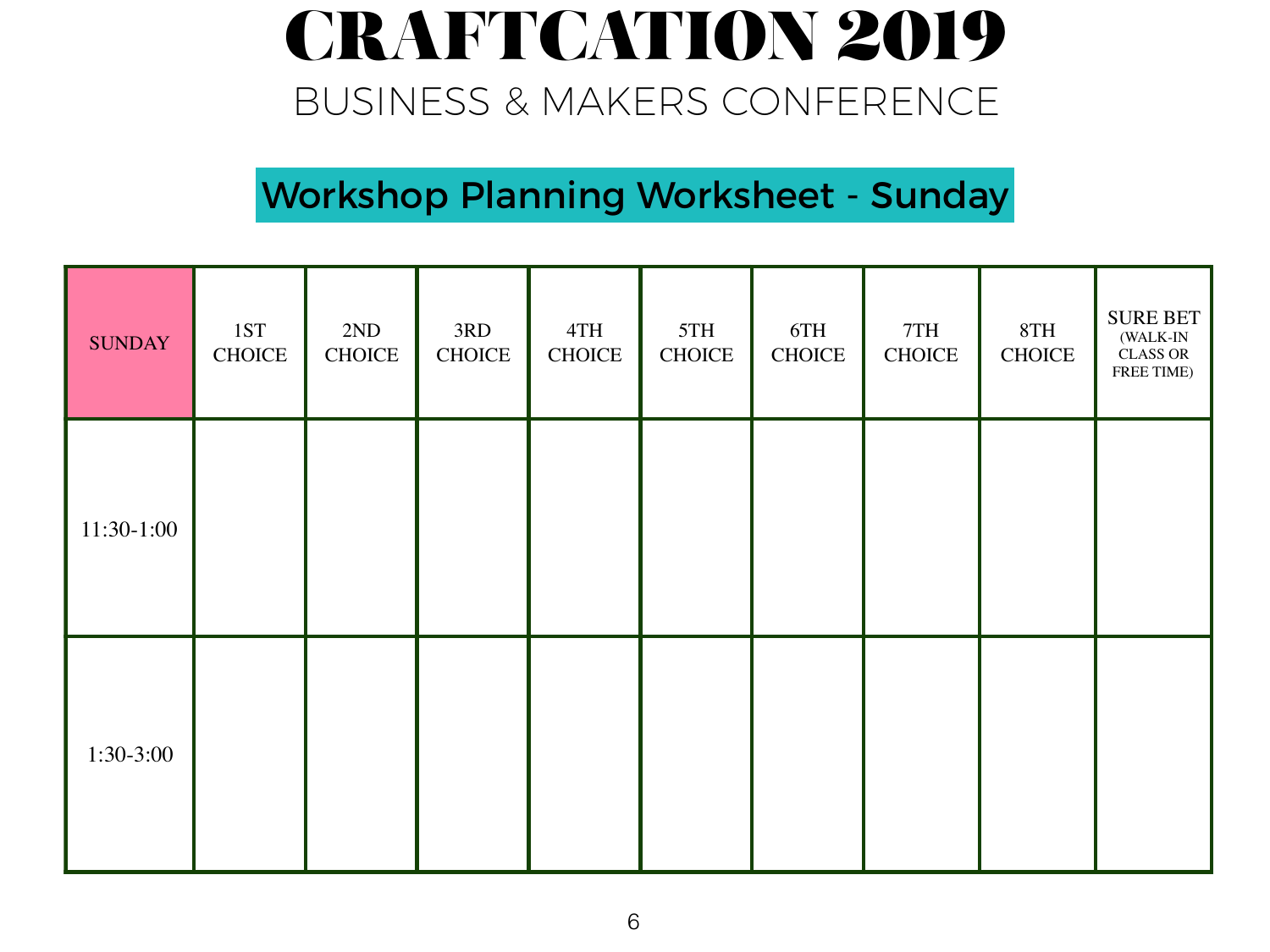# CRAFTCATION 2019

BUSINESS & MAKERS CONFERENCE

## Workshop Planning Worksheet - Sunday

| SUNDAY | 1ST CHOICE | 2ND CHOICE | 3RD CHOICE | 4TH CHOICE | 5TH CHOICE | 6TH CHOICE | 7TH CHOICE | 8TH CHOICE | SURE BET (WALK-IN CLASS OR FREE TIME) |
|---|---|---|---|---|---|---|---|---|---|
| 11:30-1:00 | | | | | | | | | |
| 1:30-3:00 | | | | | | | | | |